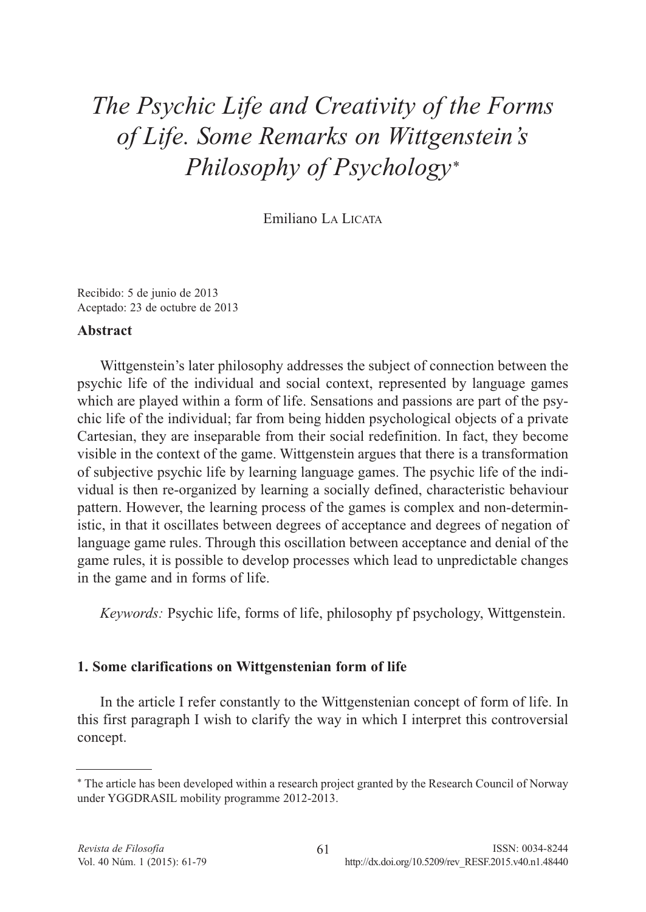# *The Psychic Life and Creativity of the Forms of Life. Some Remarks on Wittgenstein's Philosophy of Psychology*[*]

Emiliano La Licata

Recibido: 5 de junio de 2013
Aceptado: 23 de octubre de 2013

**Abstract**

Wittgenstein's later philosophy addresses the subject of connection between the psychic life of the individual and social context, represented by language games which are played within a form of life. Sensations and passions are part of the psychic life of the individual; far from being hidden psychological objects of a private Cartesian, they are inseparable from their social redefinition. In fact, they become visible in the context of the game. Wittgenstein argues that there is a transformation of subjective psychic life by learning language games. The psychic life of the individual is then re-organized by learning a socially defined, characteristic behaviour pattern. However, the learning process of the games is complex and non-deterministic, in that it oscillates between degrees of acceptance and degrees of negation of language game rules. Through this oscillation between acceptance and denial of the game rules, it is possible to develop processes which lead to unpredictable changes in the game and in forms of life.

*Keywords:* Psychic life, forms of life, philosophy pf psychology, Wittgenstein.

## 1. Some clarifications on Wittgenstenian form of life

In the article I refer constantly to the Wittgenstenian concept of form of life. In this first paragraph I wish to clarify the way in which I interpret this controversial concept.

[*] The article has been developed within a research project granted by the Research Council of Norway under YGGDRASIL mobility programme 2012-2013.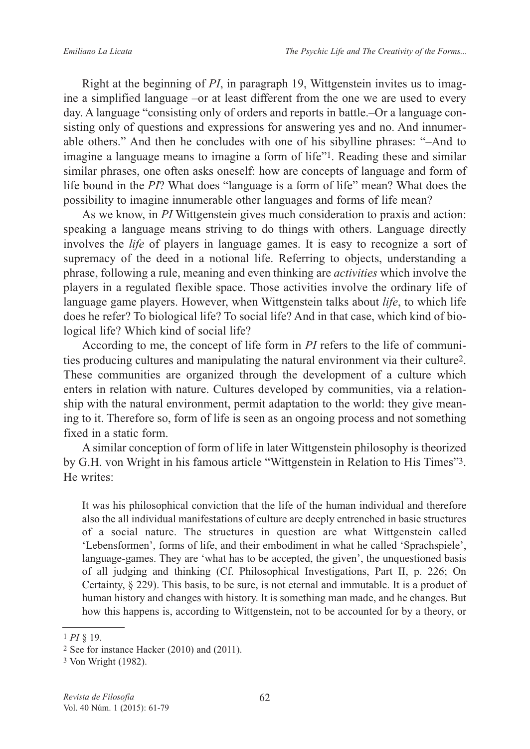Right at the beginning of *PI*, in paragraph 19, Wittgenstein invites us to imagine a simplified language –or at least different from the one we are used to every day. A language "consisting only of orders and reports in battle.–Or a language consisting only of questions and expressions for answering yes and no. And innumerable others." And then he concludes with one of his sibylline phrases: "–And to imagine a language means to imagine a form of life"[1]. Reading these and similar similar phrases, one often asks oneself: how are concepts of language and form of life bound in the *PI*? What does "language is a form of life" mean? What does the possibility to imagine innumerable other languages and forms of life mean?

As we know, in *PI* Wittgenstein gives much consideration to praxis and action: speaking a language means striving to do things with others. Language directly involves the *life* of players in language games. It is easy to recognize a sort of supremacy of the deed in a notional life. Referring to objects, understanding a phrase, following a rule, meaning and even thinking are *activities* which involve the players in a regulated flexible space. Those activities involve the ordinary life of language game players. However, when Wittgenstein talks about *life*, to which life does he refer? To biological life? To social life? And in that case, which kind of biological life? Which kind of social life?

According to me, the concept of life form in *PI* refers to the life of communities producing cultures and manipulating the natural environment via their culture[2]. These communities are organized through the development of a culture which enters in relation with nature. Cultures developed by communities, via a relationship with the natural environment, permit adaptation to the world: they give meaning to it. Therefore so, form of life is seen as an ongoing process and not something fixed in a static form.

A similar conception of form of life in later Wittgenstein philosophy is theorized by G.H. von Wright in his famous article "Wittgenstein in Relation to His Times"[3]. He writes:

> It was his philosophical conviction that the life of the human individual and therefore also the all individual manifestations of culture are deeply entrenched in basic structures of a social nature. The structures in question are what Wittgenstein called 'Lebensformen', forms of life, and their embodiment in what he called 'Sprachspiele', language-games. They are 'what has to be accepted, the given', the unquestioned basis of all judging and thinking (Cf. Philosophical Investigations, Part II, p. 226; On Certainty, § 229). This basis, to be sure, is not eternal and immutable. It is a product of human history and changes with history. It is something man made, and he changes. But how this happens is, according to Wittgenstein, not to be accounted for by a theory, or

---

[1] *PI* § 19.

[2] See for instance Hacker (2010) and (2011).

[3] Von Wright (1982).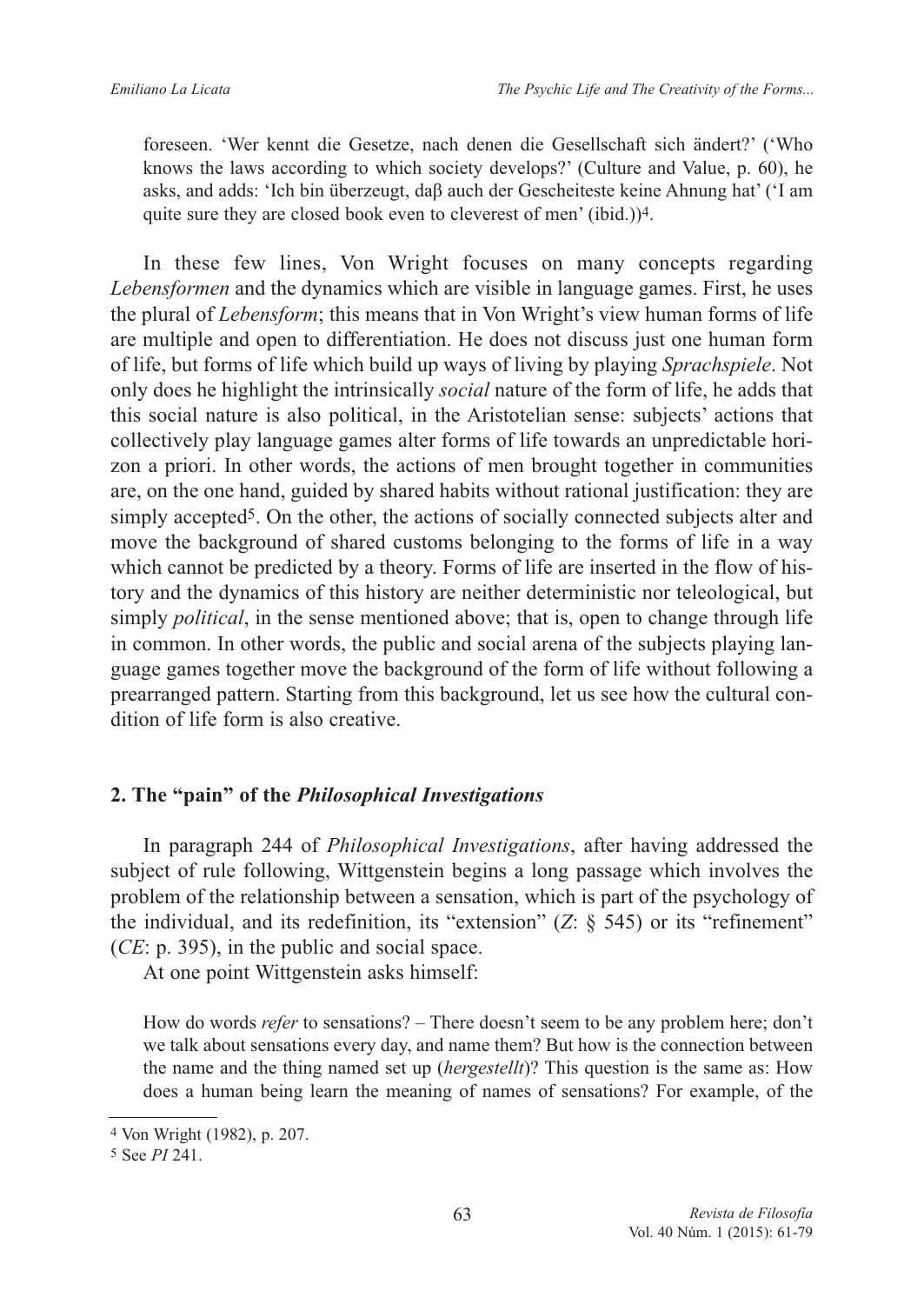foreseen. 'Wer kennt die Gesetze, nach denen die Gesellschaft sich ändert?' ('Who knows the laws according to which society develops?' (Culture and Value, p. 60), he asks, and adds: 'Ich bin überzeugt, daβ auch der Gescheiteste keine Ahnung hat' ('I am quite sure they are closed book even to cleverest of men' (ibid.))[4].

In these few lines, Von Wright focuses on many concepts regarding *Lebensformen* and the dynamics which are visible in language games. First, he uses the plural of *Lebensform*; this means that in Von Wright's view human forms of life are multiple and open to differentiation. He does not discuss just one human form of life, but forms of life which build up ways of living by playing *Sprachspiele*. Not only does he highlight the intrinsically *social* nature of the form of life, he adds that this social nature is also political, in the Aristotelian sense: subjects' actions that collectively play language games alter forms of life towards an unpredictable horizon a priori. In other words, the actions of men brought together in communities are, on the one hand, guided by shared habits without rational justification: they are simply accepted[5]. On the other, the actions of socially connected subjects alter and move the background of shared customs belonging to the forms of life in a way which cannot be predicted by a theory. Forms of life are inserted in the flow of history and the dynamics of this history are neither deterministic nor teleological, but simply *political*, in the sense mentioned above; that is, open to change through life in common. In other words, the public and social arena of the subjects playing language games together move the background of the form of life without following a prearranged pattern. Starting from this background, let us see how the cultural condition of life form is also creative.

## 2. The "pain" of the *Philosophical Investigations*

In paragraph 244 of *Philosophical Investigations*, after having addressed the subject of rule following, Wittgenstein begins a long passage which involves the problem of the relationship between a sensation, which is part of the psychology of the individual, and its redefinition, its "extension" (*Z*: § 545) or its "refinement" (*CE*: p. 395), in the public and social space.

At one point Wittgenstein asks himself:

> How do words *refer* to sensations? – There doesn't seem to be any problem here; don't we talk about sensations every day, and name them? But how is the connection between the name and the thing named set up (*hergestellt*)? This question is the same as: How does a human being learn the meaning of names of sensations? For example, of the

---

[4] Von Wright (1982), p. 207.

[5] See *PI* 241.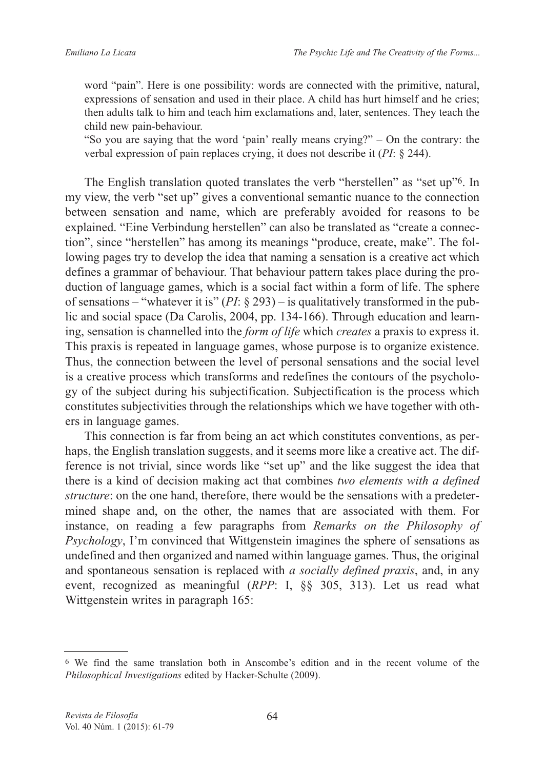> word "pain". Here is one possibility: words are connected with the primitive, natural, expressions of sensation and used in their place. A child has hurt himself and he cries; then adults talk to him and teach him exclamations and, later, sentences. They teach the child new pain-behaviour.
>
> "So you are saying that the word 'pain' really means crying?" – On the contrary: the verbal expression of pain replaces crying, it does not describe it (*PI*: § 244).

The English translation quoted translates the verb "herstellen" as "set up"[6]. In my view, the verb "set up" gives a conventional semantic nuance to the connection between sensation and name, which are preferably avoided for reasons to be explained. "Eine Verbindung herstellen" can also be translated as "create a connection", since "herstellen" has among its meanings "produce, create, make". The following pages try to develop the idea that naming a sensation is a creative act which defines a grammar of behaviour. That behaviour pattern takes place during the production of language games, which is a social fact within a form of life. The sphere of sensations – "whatever it is" (*PI*: § 293) – is qualitatively transformed in the public and social space (Da Carolis, 2004, pp. 134-166). Through education and learning, sensation is channelled into the *form of life* which *creates* a praxis to express it. This praxis is repeated in language games, whose purpose is to organize existence. Thus, the connection between the level of personal sensations and the social level is a creative process which transforms and redefines the contours of the psychology of the subject during his subjectification. Subjectification is the process which constitutes subjectivities through the relationships which we have together with others in language games.

This connection is far from being an act which constitutes conventions, as perhaps, the English translation suggests, and it seems more like a creative act. The difference is not trivial, since words like "set up" and the like suggest the idea that there is a kind of decision making act that combines *two elements with a defined structure*: on the one hand, therefore, there would be the sensations with a predetermined shape and, on the other, the names that are associated with them. For instance, on reading a few paragraphs from *Remarks on the Philosophy of Psychology*, I'm convinced that Wittgenstein imagines the sphere of sensations as undefined and then organized and named within language games. Thus, the original and spontaneous sensation is replaced with *a socially defined praxis*, and, in any event, recognized as meaningful (*RPP*: I, §§ 305, 313). Let us read what Wittgenstein writes in paragraph 165:

---

[6] We find the same translation both in Anscombe's edition and in the recent volume of the *Philosophical Investigations* edited by Hacker-Schulte (2009).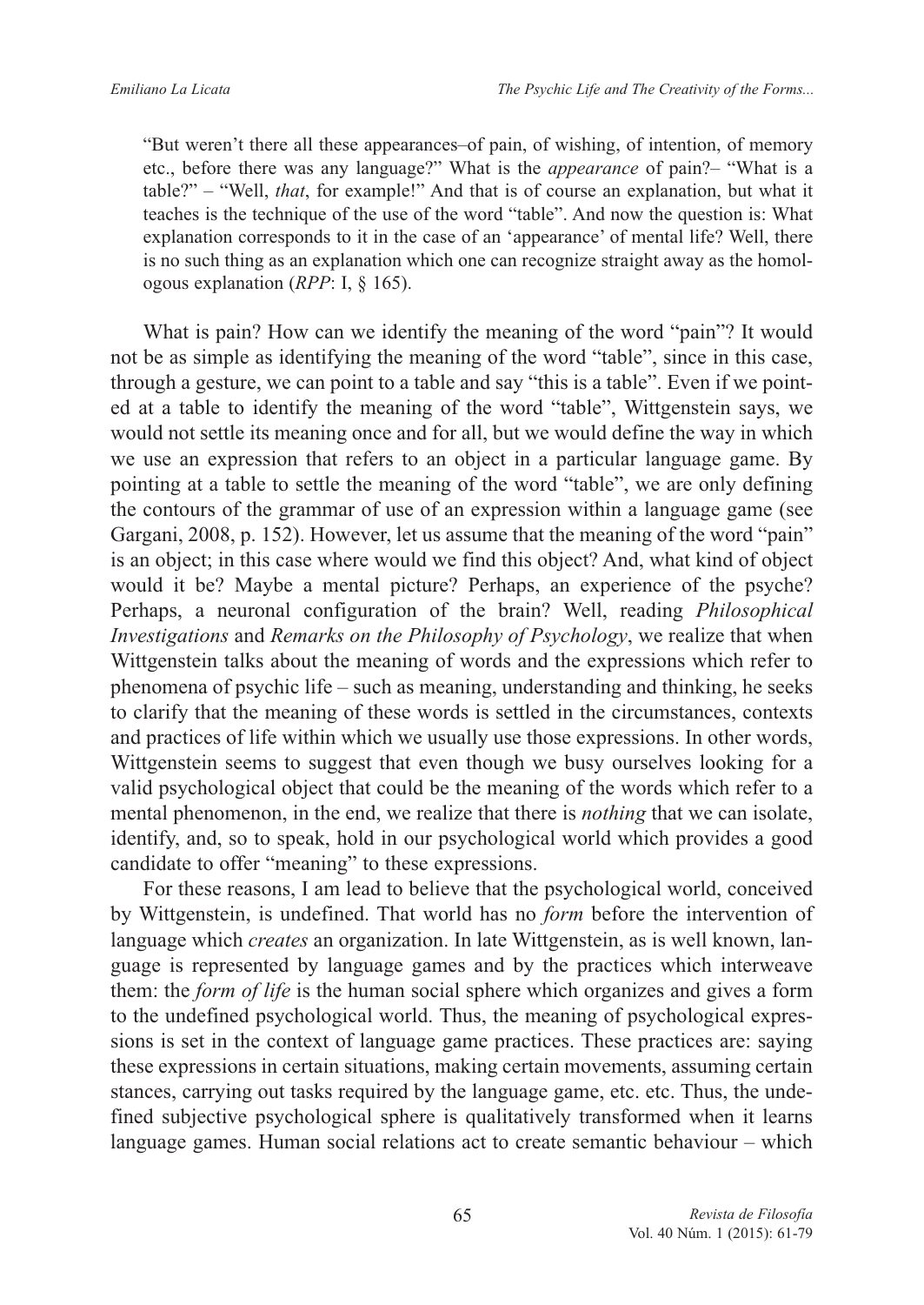> "But weren't there all these appearances–of pain, of wishing, of intention, of memory etc., before there was any language?" What is the *appearance* of pain?– "What is a table?" – "Well, *that*, for example!" And that is of course an explanation, but what it teaches is the technique of the use of the word "table". And now the question is: What explanation corresponds to it in the case of an 'appearance' of mental life? Well, there is no such thing as an explanation which one can recognize straight away as the homologous explanation (*RPP*: I, § 165).

What is pain? How can we identify the meaning of the word "pain"? It would not be as simple as identifying the meaning of the word "table", since in this case, through a gesture, we can point to a table and say "this is a table". Even if we pointed at a table to identify the meaning of the word "table", Wittgenstein says, we would not settle its meaning once and for all, but we would define the way in which we use an expression that refers to an object in a particular language game. By pointing at a table to settle the meaning of the word "table", we are only defining the contours of the grammar of use of an expression within a language game (see Gargani, 2008, p. 152). However, let us assume that the meaning of the word "pain" is an object; in this case where would we find this object? And, what kind of object would it be? Maybe a mental picture? Perhaps, an experience of the psyche? Perhaps, a neuronal configuration of the brain? Well, reading *Philosophical Investigations* and *Remarks on the Philosophy of Psychology*, we realize that when Wittgenstein talks about the meaning of words and the expressions which refer to phenomena of psychic life – such as meaning, understanding and thinking, he seeks to clarify that the meaning of these words is settled in the circumstances, contexts and practices of life within which we usually use those expressions. In other words, Wittgenstein seems to suggest that even though we busy ourselves looking for a valid psychological object that could be the meaning of the words which refer to a mental phenomenon, in the end, we realize that there is *nothing* that we can isolate, identify, and, so to speak, hold in our psychological world which provides a good candidate to offer "meaning" to these expressions.

For these reasons, I am lead to believe that the psychological world, conceived by Wittgenstein, is undefined. That world has no *form* before the intervention of language which *creates* an organization. In late Wittgenstein, as is well known, language is represented by language games and by the practices which interweave them: the *form of life* is the human social sphere which organizes and gives a form to the undefined psychological world. Thus, the meaning of psychological expressions is set in the context of language game practices. These practices are: saying these expressions in certain situations, making certain movements, assuming certain stances, carrying out tasks required by the language game, etc. etc. Thus, the undefined subjective psychological sphere is qualitatively transformed when it learns language games. Human social relations act to create semantic behaviour – which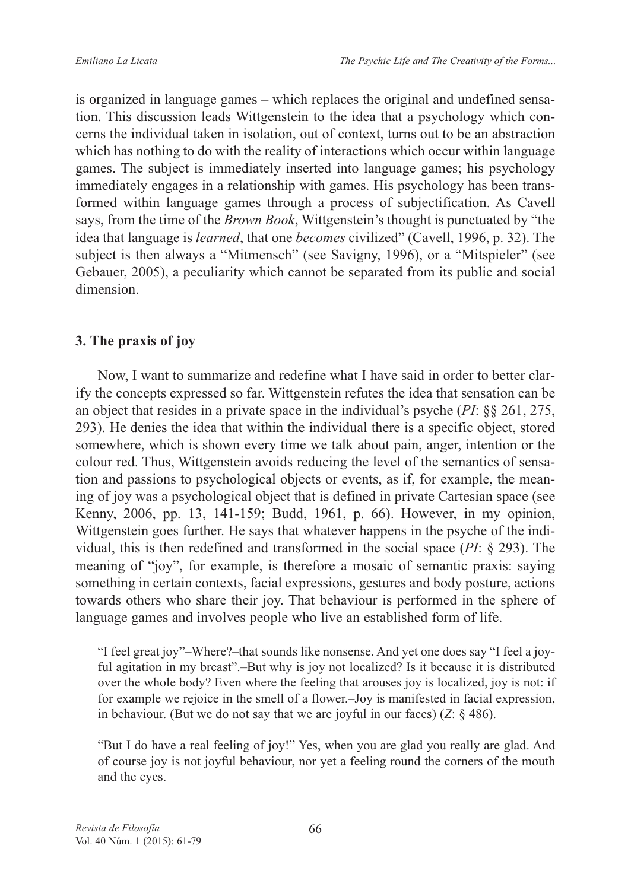is organized in language games – which replaces the original and undefined sensation. This discussion leads Wittgenstein to the idea that a psychology which concerns the individual taken in isolation, out of context, turns out to be an abstraction which has nothing to do with the reality of interactions which occur within language games. The subject is immediately inserted into language games; his psychology immediately engages in a relationship with games. His psychology has been transformed within language games through a process of subjectification. As Cavell says, from the time of the *Brown Book*, Wittgenstein's thought is punctuated by "the idea that language is *learned*, that one *becomes* civilized" (Cavell, 1996, p. 32). The subject is then always a "Mitmensch" (see Savigny, 1996), or a "Mitspieler" (see Gebauer, 2005), a peculiarity which cannot be separated from its public and social dimension.

## 3. The praxis of joy

Now, I want to summarize and redefine what I have said in order to better clarify the concepts expressed so far. Wittgenstein refutes the idea that sensation can be an object that resides in a private space in the individual's psyche (*PI*: §§ 261, 275, 293). He denies the idea that within the individual there is a specific object, stored somewhere, which is shown every time we talk about pain, anger, intention or the colour red. Thus, Wittgenstein avoids reducing the level of the semantics of sensation and passions to psychological objects or events, as if, for example, the meaning of joy was a psychological object that is defined in private Cartesian space (see Kenny, 2006, pp. 13, 141-159; Budd, 1961, p. 66). However, in my opinion, Wittgenstein goes further. He says that whatever happens in the psyche of the individual, this is then redefined and transformed in the social space (*PI*: § 293). The meaning of "joy", for example, is therefore a mosaic of semantic praxis: saying something in certain contexts, facial expressions, gestures and body posture, actions towards others who share their joy. That behaviour is performed in the sphere of language games and involves people who live an established form of life.

> "I feel great joy"–Where?–that sounds like nonsense. And yet one does say "I feel a joyful agitation in my breast".–But why is joy not localized? Is it because it is distributed over the whole body? Even where the feeling that arouses joy is localized, joy is not: if for example we rejoice in the smell of a flower.–Joy is manifested in facial expression, in behaviour. (But we do not say that we are joyful in our faces) (*Z*: § 486).

> "But I do have a real feeling of joy!" Yes, when you are glad you really are glad. And of course joy is not joyful behaviour, nor yet a feeling round the corners of the mouth and the eyes.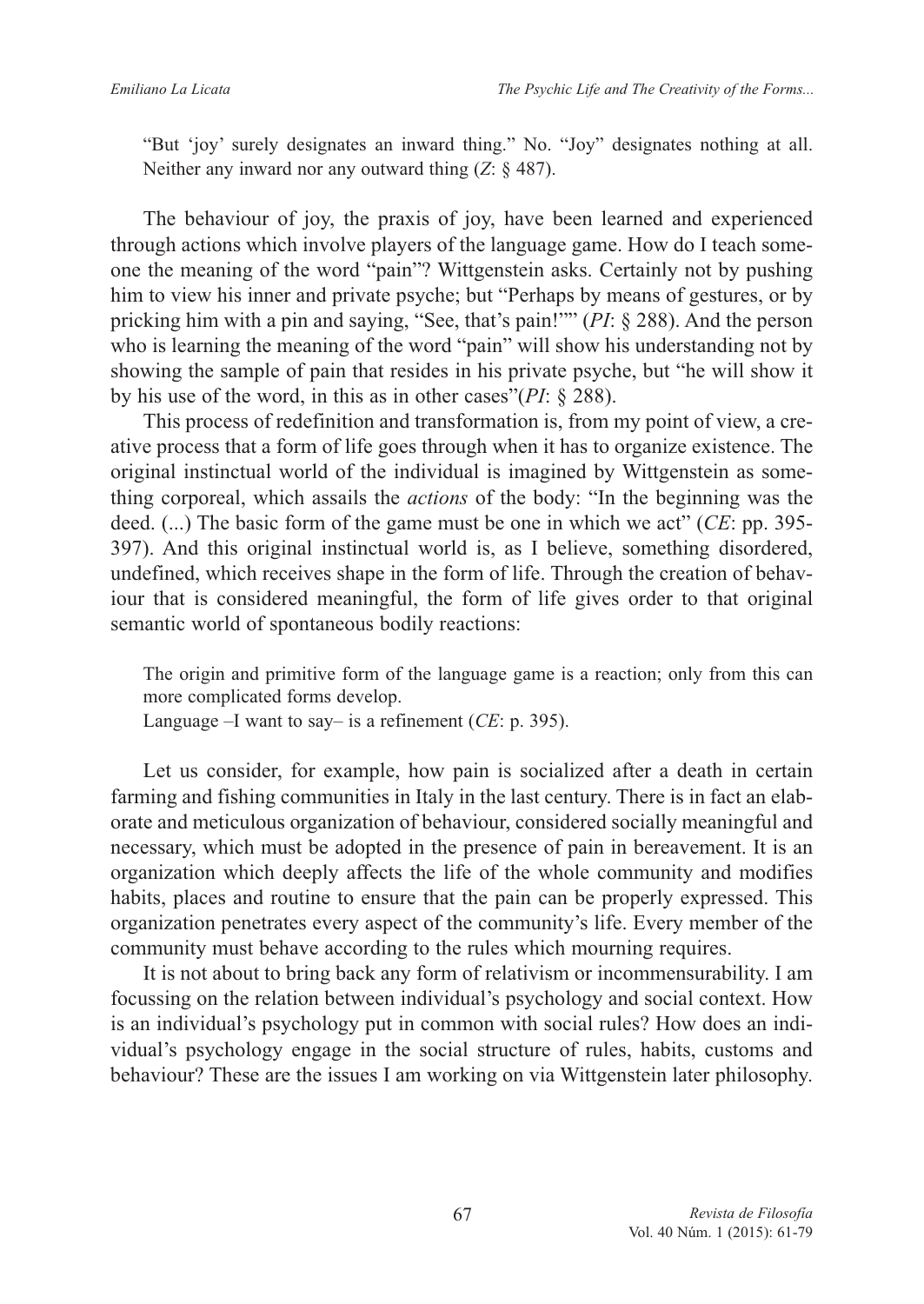> "But 'joy' surely designates an inward thing." No. "Joy" designates nothing at all. Neither any inward nor any outward thing (*Z*: § 487).

The behaviour of joy, the praxis of joy, have been learned and experienced through actions which involve players of the language game. How do I teach someone the meaning of the word "pain"? Wittgenstein asks. Certainly not by pushing him to view his inner and private psyche; but "Perhaps by means of gestures, or by pricking him with a pin and saying, "See, that's pain!"" (*PI*: § 288). And the person who is learning the meaning of the word "pain" will show his understanding not by showing the sample of pain that resides in his private psyche, but "he will show it by his use of the word, in this as in other cases"(*PI*: § 288).

This process of redefinition and transformation is, from my point of view, a creative process that a form of life goes through when it has to organize existence. The original instinctual world of the individual is imagined by Wittgenstein as something corporeal, which assails the *actions* of the body: "In the beginning was the deed. (...) The basic form of the game must be one in which we act" (*CE*: pp. 395-397). And this original instinctual world is, as I believe, something disordered, undefined, which receives shape in the form of life. Through the creation of behaviour that is considered meaningful, the form of life gives order to that original semantic world of spontaneous bodily reactions:

> The origin and primitive form of the language game is a reaction; only from this can more complicated forms develop.
> Language –I want to say– is a refinement (*CE*: p. 395).

Let us consider, for example, how pain is socialized after a death in certain farming and fishing communities in Italy in the last century. There is in fact an elaborate and meticulous organization of behaviour, considered socially meaningful and necessary, which must be adopted in the presence of pain in bereavement. It is an organization which deeply affects the life of the whole community and modifies habits, places and routine to ensure that the pain can be properly expressed. This organization penetrates every aspect of the community's life. Every member of the community must behave according to the rules which mourning requires.

It is not about to bring back any form of relativism or incommensurability. I am focussing on the relation between individual's psychology and social context. How is an individual's psychology put in common with social rules? How does an individual's psychology engage in the social structure of rules, habits, customs and behaviour? These are the issues I am working on via Wittgenstein later philosophy.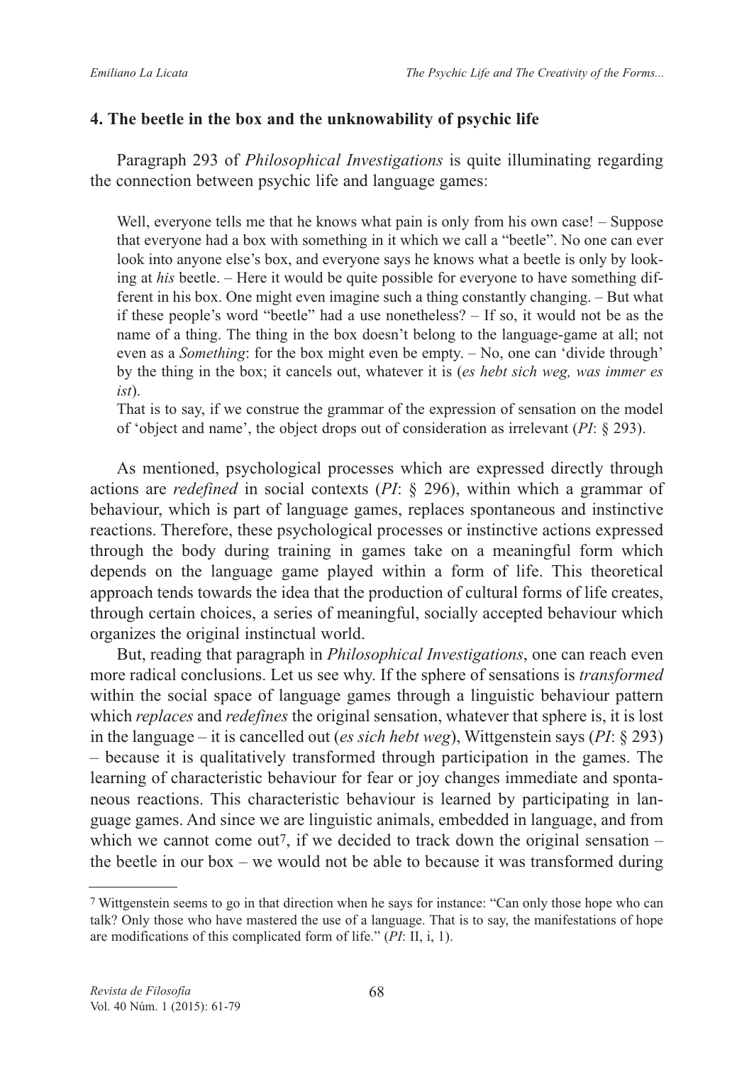## 4. The beetle in the box and the unknowability of psychic life

Paragraph 293 of *Philosophical Investigations* is quite illuminating regarding the connection between psychic life and language games:

> Well, everyone tells me that he knows what pain is only from his own case! – Suppose that everyone had a box with something in it which we call a "beetle". No one can ever look into anyone else's box, and everyone says he knows what a beetle is only by looking at *his* beetle. – Here it would be quite possible for everyone to have something different in his box. One might even imagine such a thing constantly changing. – But what if these people's word "beetle" had a use nonetheless? – If so, it would not be as the name of a thing. The thing in the box doesn't belong to the language-game at all; not even as a *Something*: for the box might even be empty. – No, one can 'divide through' by the thing in the box; it cancels out, whatever it is (*es hebt sich weg, was immer es ist*).
>
> That is to say, if we construe the grammar of the expression of sensation on the model of 'object and name', the object drops out of consideration as irrelevant (*PI*: § 293).

As mentioned, psychological processes which are expressed directly through actions are *redefined* in social contexts (*PI*: § 296), within which a grammar of behaviour, which is part of language games, replaces spontaneous and instinctive reactions. Therefore, these psychological processes or instinctive actions expressed through the body during training in games take on a meaningful form which depends on the language game played within a form of life. This theoretical approach tends towards the idea that the production of cultural forms of life creates, through certain choices, a series of meaningful, socially accepted behaviour which organizes the original instinctual world.

But, reading that paragraph in *Philosophical Investigations*, one can reach even more radical conclusions. Let us see why. If the sphere of sensations is *transformed* within the social space of language games through a linguistic behaviour pattern which *replaces* and *redefines* the original sensation, whatever that sphere is, it is lost in the language – it is cancelled out (*es sich hebt weg*), Wittgenstein says (*PI*: § 293) – because it is qualitatively transformed through participation in the games. The learning of characteristic behaviour for fear or joy changes immediate and spontaneous reactions. This characteristic behaviour is learned by participating in language games. And since we are linguistic animals, embedded in language, and from which we cannot come out[7], if we decided to track down the original sensation – the beetle in our box – we would not be able to because it was transformed during

[7] Wittgenstein seems to go in that direction when he says for instance: "Can only those hope who can talk? Only those who have mastered the use of a language. That is to say, the manifestations of hope are modifications of this complicated form of life." (*PI*: II, i, 1).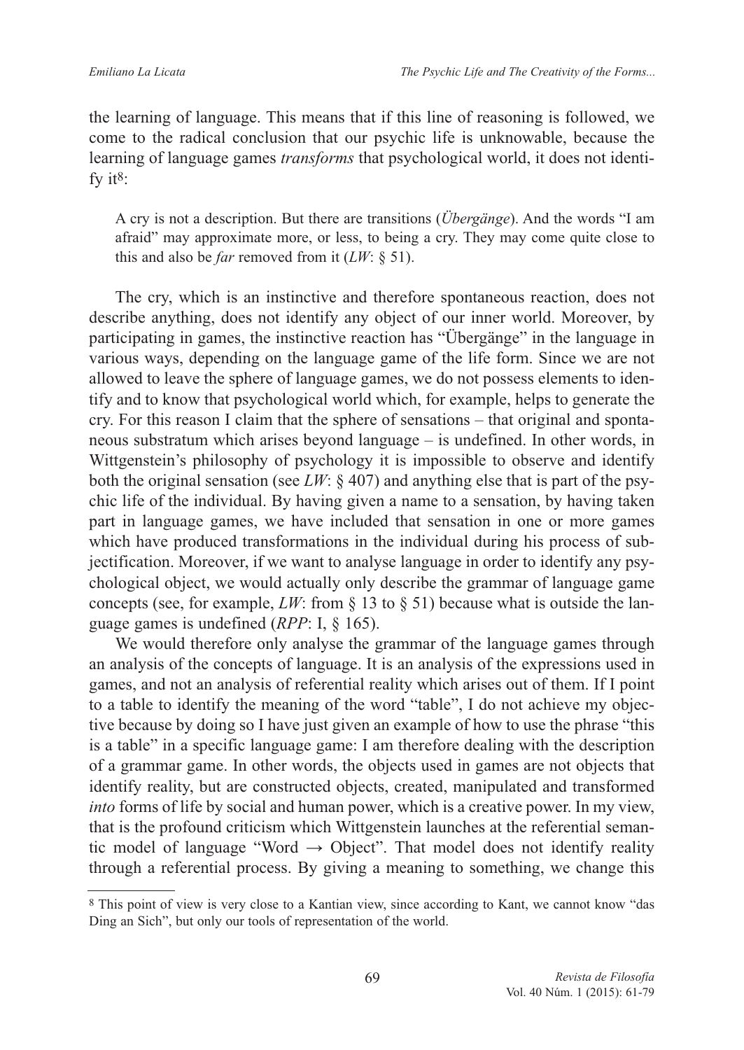the learning of language. This means that if this line of reasoning is followed, we come to the radical conclusion that our psychic life is unknowable, because the learning of language games *transforms* that psychological world, it does not identify it[8]:

> A cry is not a description. But there are transitions (*Übergänge*). And the words "I am afraid" may approximate more, or less, to being a cry. They may come quite close to this and also be *far* removed from it (*LW*: § 51).

The cry, which is an instinctive and therefore spontaneous reaction, does not describe anything, does not identify any object of our inner world. Moreover, by participating in games, the instinctive reaction has "Übergänge" in the language in various ways, depending on the language game of the life form. Since we are not allowed to leave the sphere of language games, we do not possess elements to identify and to know that psychological world which, for example, helps to generate the cry. For this reason I claim that the sphere of sensations – that original and spontaneous substratum which arises beyond language – is undefined. In other words, in Wittgenstein's philosophy of psychology it is impossible to observe and identify both the original sensation (see *LW*: § 407) and anything else that is part of the psychic life of the individual. By having given a name to a sensation, by having taken part in language games, we have included that sensation in one or more games which have produced transformations in the individual during his process of subjectification. Moreover, if we want to analyse language in order to identify any psychological object, we would actually only describe the grammar of language game concepts (see, for example, *LW*: from § 13 to § 51) because what is outside the language games is undefined (*RPP*: I, § 165).

We would therefore only analyse the grammar of the language games through an analysis of the concepts of language. It is an analysis of the expressions used in games, and not an analysis of referential reality which arises out of them. If I point to a table to identify the meaning of the word "table", I do not achieve my objective because by doing so I have just given an example of how to use the phrase "this is a table" in a specific language game: I am therefore dealing with the description of a grammar game. In other words, the objects used in games are not objects that identify reality, but are constructed objects, created, manipulated and transformed *into* forms of life by social and human power, which is a creative power. In my view, that is the profound criticism which Wittgenstein launches at the referential semantic model of language "Word → Object". That model does not identify reality through a referential process. By giving a meaning to something, we change this

---

[8] This point of view is very close to a Kantian view, since according to Kant, we cannot know "das Ding an Sich", but only our tools of representation of the world.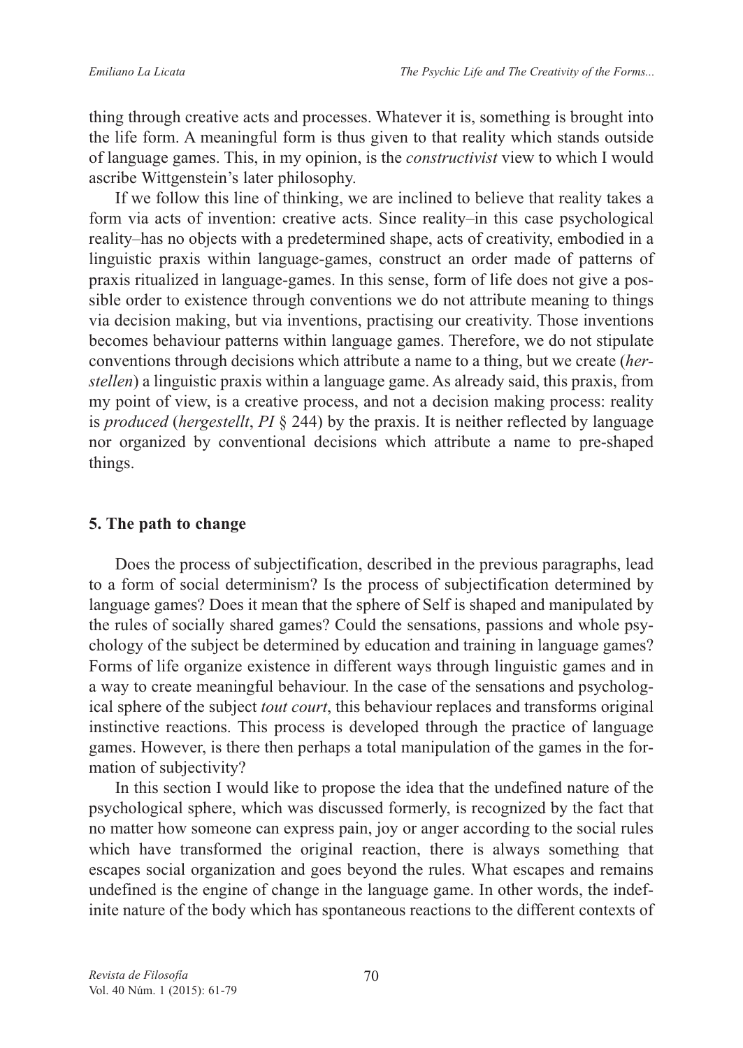thing through creative acts and processes. Whatever it is, something is brought into the life form. A meaningful form is thus given to that reality which stands outside of language games. This, in my opinion, is the *constructivist* view to which I would ascribe Wittgenstein's later philosophy.

If we follow this line of thinking, we are inclined to believe that reality takes a form via acts of invention: creative acts. Since reality–in this case psychological reality–has no objects with a predetermined shape, acts of creativity, embodied in a linguistic praxis within language-games, construct an order made of patterns of praxis ritualized in language-games. In this sense, form of life does not give a possible order to existence through conventions we do not attribute meaning to things via decision making, but via inventions, practising our creativity. Those inventions becomes behaviour patterns within language games. Therefore, we do not stipulate conventions through decisions which attribute a name to a thing, but we create (*herstellen*) a linguistic praxis within a language game. As already said, this praxis, from my point of view, is a creative process, and not a decision making process: reality is *produced* (*hergestellt*, *PI* § 244) by the praxis. It is neither reflected by language nor organized by conventional decisions which attribute a name to pre-shaped things.

## 5. The path to change

Does the process of subjectification, described in the previous paragraphs, lead to a form of social determinism? Is the process of subjectification determined by language games? Does it mean that the sphere of Self is shaped and manipulated by the rules of socially shared games? Could the sensations, passions and whole psychology of the subject be determined by education and training in language games? Forms of life organize existence in different ways through linguistic games and in a way to create meaningful behaviour. In the case of the sensations and psychological sphere of the subject *tout court*, this behaviour replaces and transforms original instinctive reactions. This process is developed through the practice of language games. However, is there then perhaps a total manipulation of the games in the formation of subjectivity?

In this section I would like to propose the idea that the undefined nature of the psychological sphere, which was discussed formerly, is recognized by the fact that no matter how someone can express pain, joy or anger according to the social rules which have transformed the original reaction, there is always something that escapes social organization and goes beyond the rules. What escapes and remains undefined is the engine of change in the language game. In other words, the indefinite nature of the body which has spontaneous reactions to the different contexts of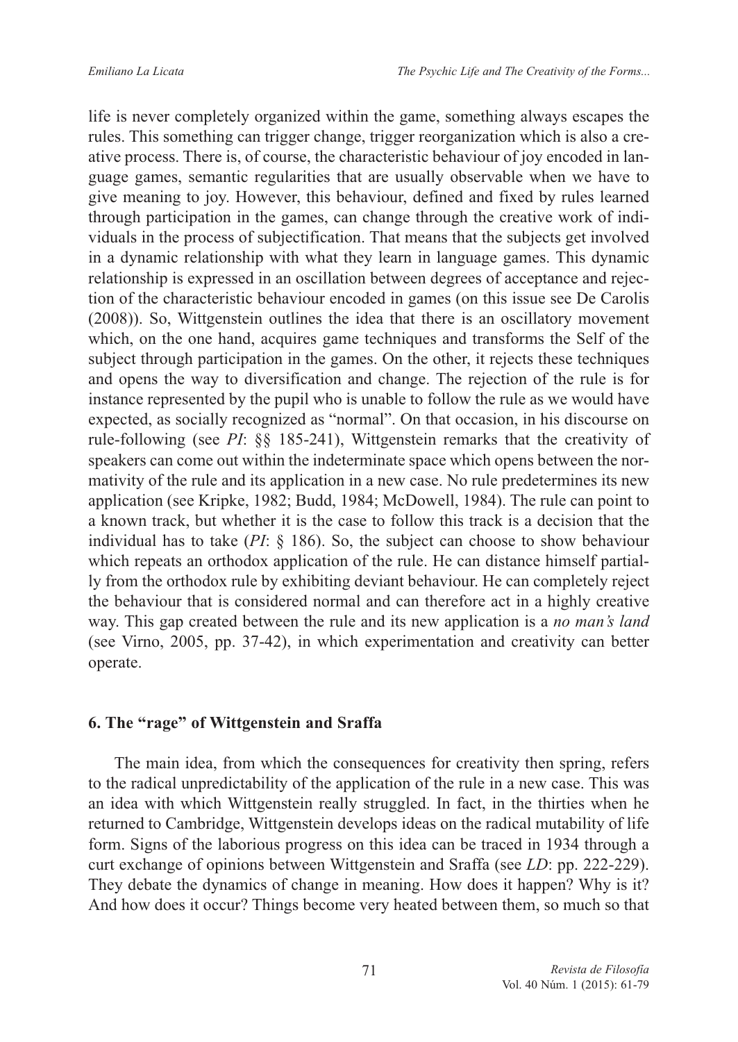life is never completely organized within the game, something always escapes the rules. This something can trigger change, trigger reorganization which is also a creative process. There is, of course, the characteristic behaviour of joy encoded in language games, semantic regularities that are usually observable when we have to give meaning to joy. However, this behaviour, defined and fixed by rules learned through participation in the games, can change through the creative work of individuals in the process of subjectification. That means that the subjects get involved in a dynamic relationship with what they learn in language games. This dynamic relationship is expressed in an oscillation between degrees of acceptance and rejection of the characteristic behaviour encoded in games (on this issue see De Carolis (2008)). So, Wittgenstein outlines the idea that there is an oscillatory movement which, on the one hand, acquires game techniques and transforms the Self of the subject through participation in the games. On the other, it rejects these techniques and opens the way to diversification and change. The rejection of the rule is for instance represented by the pupil who is unable to follow the rule as we would have expected, as socially recognized as "normal". On that occasion, in his discourse on rule-following (see *PI*: §§ 185-241), Wittgenstein remarks that the creativity of speakers can come out within the indeterminate space which opens between the normativity of the rule and its application in a new case. No rule predetermines its new application (see Kripke, 1982; Budd, 1984; McDowell, 1984). The rule can point to a known track, but whether it is the case to follow this track is a decision that the individual has to take (*PI*: § 186). So, the subject can choose to show behaviour which repeats an orthodox application of the rule. He can distance himself partially from the orthodox rule by exhibiting deviant behaviour. He can completely reject the behaviour that is considered normal and can therefore act in a highly creative way. This gap created between the rule and its new application is a *no man's land* (see Virno, 2005, pp. 37-42), in which experimentation and creativity can better operate.

## 6. The "rage" of Wittgenstein and Sraffa

The main idea, from which the consequences for creativity then spring, refers to the radical unpredictability of the application of the rule in a new case. This was an idea with which Wittgenstein really struggled. In fact, in the thirties when he returned to Cambridge, Wittgenstein develops ideas on the radical mutability of life form. Signs of the laborious progress on this idea can be traced in 1934 through a curt exchange of opinions between Wittgenstein and Sraffa (see *LD*: pp. 222-229). They debate the dynamics of change in meaning. How does it happen? Why is it? And how does it occur? Things become very heated between them, so much so that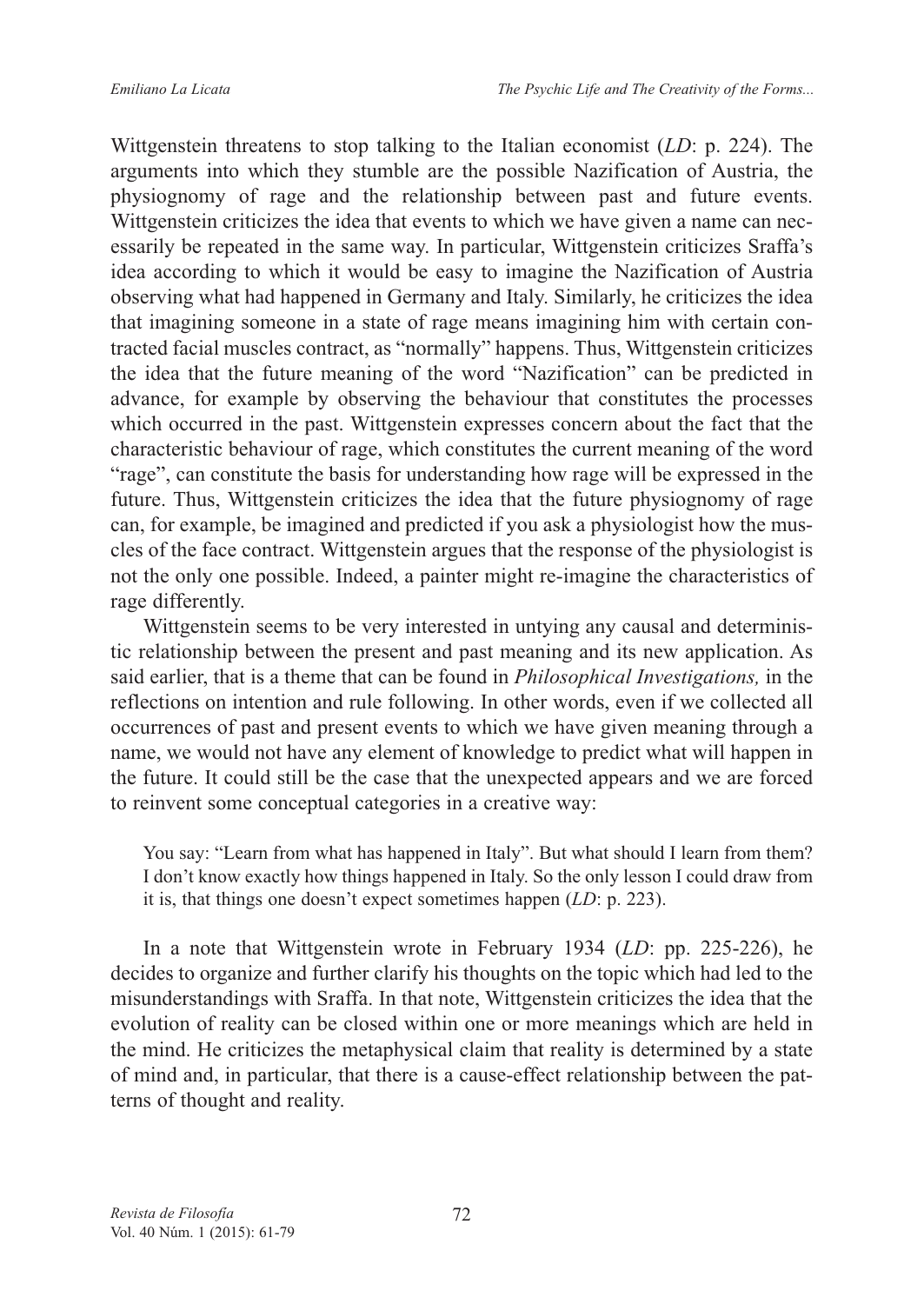Wittgenstein threatens to stop talking to the Italian economist (*LD*: p. 224). The arguments into which they stumble are the possible Nazification of Austria, the physiognomy of rage and the relationship between past and future events. Wittgenstein criticizes the idea that events to which we have given a name can necessarily be repeated in the same way. In particular, Wittgenstein criticizes Sraffa's idea according to which it would be easy to imagine the Nazification of Austria observing what had happened in Germany and Italy. Similarly, he criticizes the idea that imagining someone in a state of rage means imagining him with certain contracted facial muscles contract, as "normally" happens. Thus, Wittgenstein criticizes the idea that the future meaning of the word "Nazification" can be predicted in advance, for example by observing the behaviour that constitutes the processes which occurred in the past. Wittgenstein expresses concern about the fact that the characteristic behaviour of rage, which constitutes the current meaning of the word "rage", can constitute the basis for understanding how rage will be expressed in the future. Thus, Wittgenstein criticizes the idea that the future physiognomy of rage can, for example, be imagined and predicted if you ask a physiologist how the muscles of the face contract. Wittgenstein argues that the response of the physiologist is not the only one possible. Indeed, a painter might re-imagine the characteristics of rage differently.

Wittgenstein seems to be very interested in untying any causal and deterministic relationship between the present and past meaning and its new application. As said earlier, that is a theme that can be found in *Philosophical Investigations,* in the reflections on intention and rule following. In other words, even if we collected all occurrences of past and present events to which we have given meaning through a name, we would not have any element of knowledge to predict what will happen in the future. It could still be the case that the unexpected appears and we are forced to reinvent some conceptual categories in a creative way:

> You say: "Learn from what has happened in Italy". But what should I learn from them? I don't know exactly how things happened in Italy. So the only lesson I could draw from it is, that things one doesn't expect sometimes happen (*LD*: p. 223).

In a note that Wittgenstein wrote in February 1934 (*LD*: pp. 225-226), he decides to organize and further clarify his thoughts on the topic which had led to the misunderstandings with Sraffa. In that note, Wittgenstein criticizes the idea that the evolution of reality can be closed within one or more meanings which are held in the mind. He criticizes the metaphysical claim that reality is determined by a state of mind and, in particular, that there is a cause-effect relationship between the patterns of thought and reality.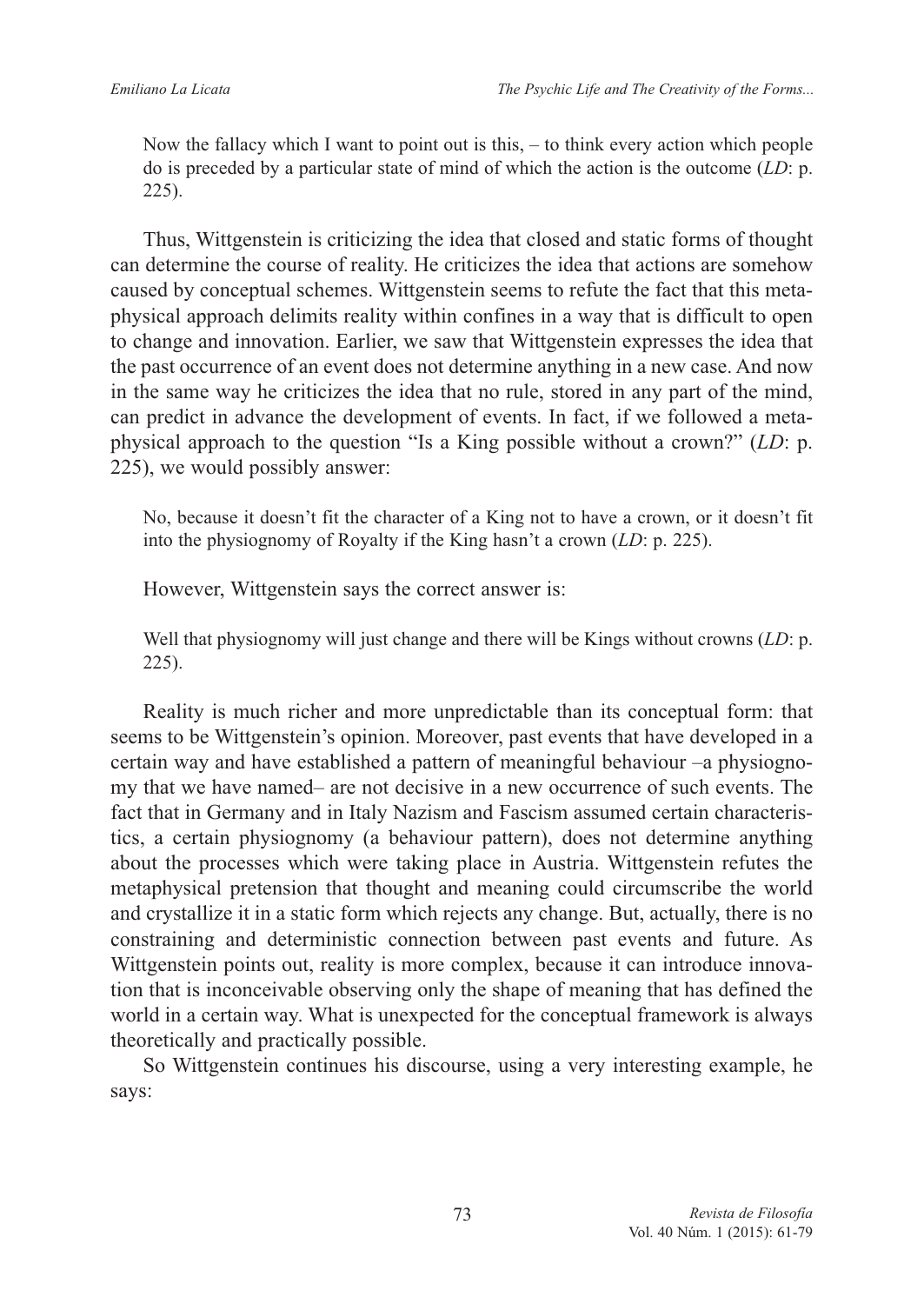> Now the fallacy which I want to point out is this, – to think every action which people do is preceded by a particular state of mind of which the action is the outcome (*LD*: p. 225).

Thus, Wittgenstein is criticizing the idea that closed and static forms of thought can determine the course of reality. He criticizes the idea that actions are somehow caused by conceptual schemes. Wittgenstein seems to refute the fact that this metaphysical approach delimits reality within confines in a way that is difficult to open to change and innovation. Earlier, we saw that Wittgenstein expresses the idea that the past occurrence of an event does not determine anything in a new case. And now in the same way he criticizes the idea that no rule, stored in any part of the mind, can predict in advance the development of events. In fact, if we followed a metaphysical approach to the question "Is a King possible without a crown?" (*LD*: p. 225), we would possibly answer:

> No, because it doesn't fit the character of a King not to have a crown, or it doesn't fit into the physiognomy of Royalty if the King hasn't a crown (*LD*: p. 225).

However, Wittgenstein says the correct answer is:

> Well that physiognomy will just change and there will be Kings without crowns (*LD*: p. 225).

Reality is much richer and more unpredictable than its conceptual form: that seems to be Wittgenstein's opinion. Moreover, past events that have developed in a certain way and have established a pattern of meaningful behaviour –a physiognomy that we have named– are not decisive in a new occurrence of such events. The fact that in Germany and in Italy Nazism and Fascism assumed certain characteristics, a certain physiognomy (a behaviour pattern), does not determine anything about the processes which were taking place in Austria. Wittgenstein refutes the metaphysical pretension that thought and meaning could circumscribe the world and crystallize it in a static form which rejects any change. But, actually, there is no constraining and deterministic connection between past events and future. As Wittgenstein points out, reality is more complex, because it can introduce innovation that is inconceivable observing only the shape of meaning that has defined the world in a certain way. What is unexpected for the conceptual framework is always theoretically and practically possible.

So Wittgenstein continues his discourse, using a very interesting example, he says: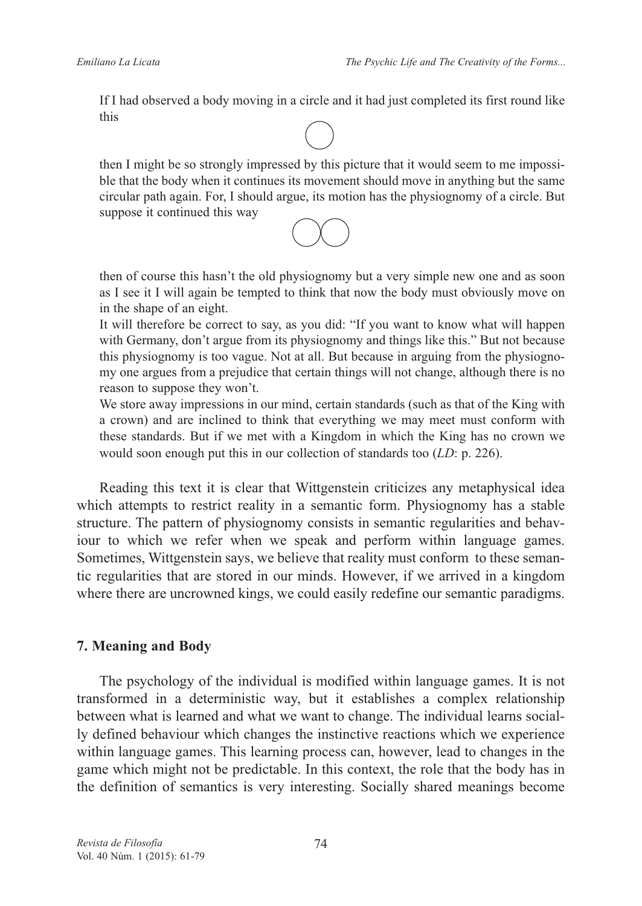If I had observed a body moving in a circle and it had just completed its first round like this

then I might be so strongly impressed by this picture that it would seem to me impossible that the body when it continues its movement should move in anything but the same circular path again. For, I should argue, its motion has the physiognomy of a circle. But suppose it continued this way

then of course this hasn't the old physiognomy but a very simple new one and as soon as I see it I will again be tempted to think that now the body must obviously move on in the shape of an eight.

It will therefore be correct to say, as you did: "If you want to know what will happen with Germany, don't argue from its physiognomy and things like this." But not because this physiognomy is too vague. Not at all. But because in arguing from the physiognomy one argues from a prejudice that certain things will not change, although there is no reason to suppose they won't.

We store away impressions in our mind, certain standards (such as that of the King with a crown) and are inclined to think that everything we may meet must conform with these standards. But if we met with a Kingdom in which the King has no crown we would soon enough put this in our collection of standards too (*LD*: p. 226).

Reading this text it is clear that Wittgenstein criticizes any metaphysical idea which attempts to restrict reality in a semantic form. Physiognomy has a stable structure. The pattern of physiognomy consists in semantic regularities and behaviour to which we refer when we speak and perform within language games. Sometimes, Wittgenstein says, we believe that reality must conform to these semantic regularities that are stored in our minds. However, if we arrived in a kingdom where there are uncrowned kings, we could easily redefine our semantic paradigms.

## 7. Meaning and Body

The psychology of the individual is modified within language games. It is not transformed in a deterministic way, but it establishes a complex relationship between what is learned and what we want to change. The individual learns socially defined behaviour which changes the instinctive reactions which we experience within language games. This learning process can, however, lead to changes in the game which might not be predictable. In this context, the role that the body has in the definition of semantics is very interesting. Socially shared meanings become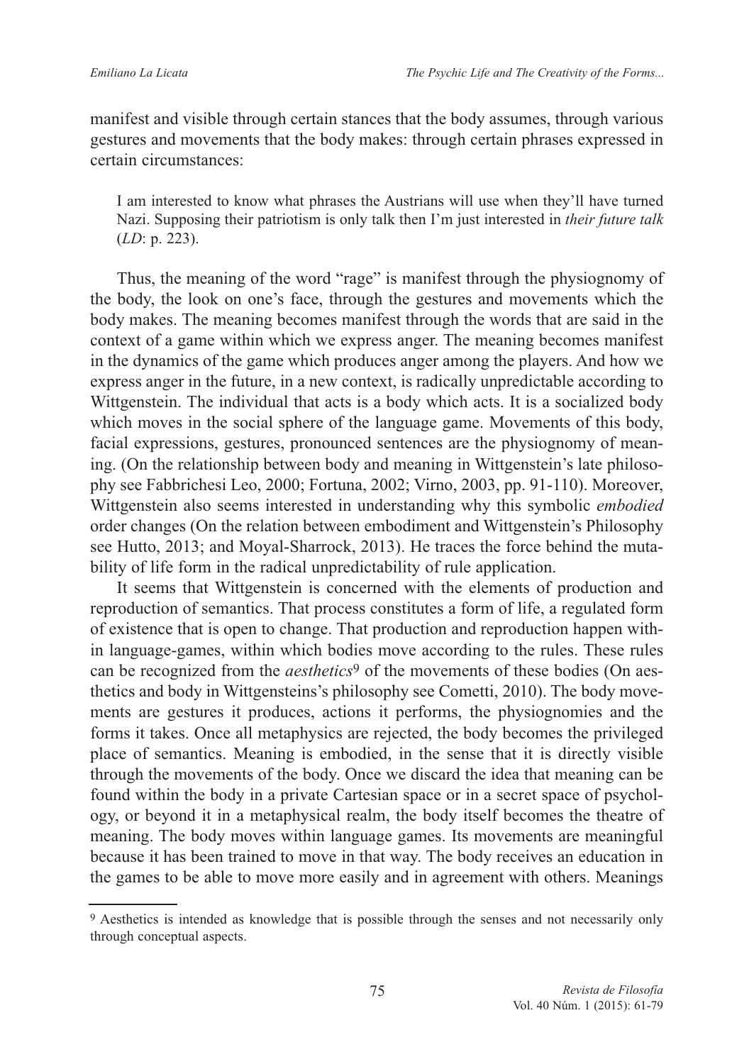manifest and visible through certain stances that the body assumes, through various gestures and movements that the body makes: through certain phrases expressed in certain circumstances:

> I am interested to know what phrases the Austrians will use when they'll have turned Nazi. Supposing their patriotism is only talk then I'm just interested in *their future talk* (*LD*: p. 223).

Thus, the meaning of the word "rage" is manifest through the physiognomy of the body, the look on one's face, through the gestures and movements which the body makes. The meaning becomes manifest through the words that are said in the context of a game within which we express anger. The meaning becomes manifest in the dynamics of the game which produces anger among the players. And how we express anger in the future, in a new context, is radically unpredictable according to Wittgenstein. The individual that acts is a body which acts. It is a socialized body which moves in the social sphere of the language game. Movements of this body, facial expressions, gestures, pronounced sentences are the physiognomy of meaning. (On the relationship between body and meaning in Wittgenstein's late philosophy see Fabbrichesi Leo, 2000; Fortuna, 2002; Virno, 2003, pp. 91-110). Moreover, Wittgenstein also seems interested in understanding why this symbolic *embodied* order changes (On the relation between embodiment and Wittgenstein's Philosophy see Hutto, 2013; and Moyal-Sharrock, 2013). He traces the force behind the mutability of life form in the radical unpredictability of rule application.

It seems that Wittgenstein is concerned with the elements of production and reproduction of semantics. That process constitutes a form of life, a regulated form of existence that is open to change. That production and reproduction happen within language-games, within which bodies move according to the rules. These rules can be recognized from the *aesthetics*[9] of the movements of these bodies (On aesthetics and body in Wittgensteins's philosophy see Cometti, 2010). The body movements are gestures it produces, actions it performs, the physiognomies and the forms it takes. Once all metaphysics are rejected, the body becomes the privileged place of semantics. Meaning is embodied, in the sense that it is directly visible through the movements of the body. Once we discard the idea that meaning can be found within the body in a private Cartesian space or in a secret space of psychology, or beyond it in a metaphysical realm, the body itself becomes the theatre of meaning. The body moves within language games. Its movements are meaningful because it has been trained to move in that way. The body receives an education in the games to be able to move more easily and in agreement with others. Meanings

[9] Aesthetics is intended as knowledge that is possible through the senses and not necessarily only through conceptual aspects.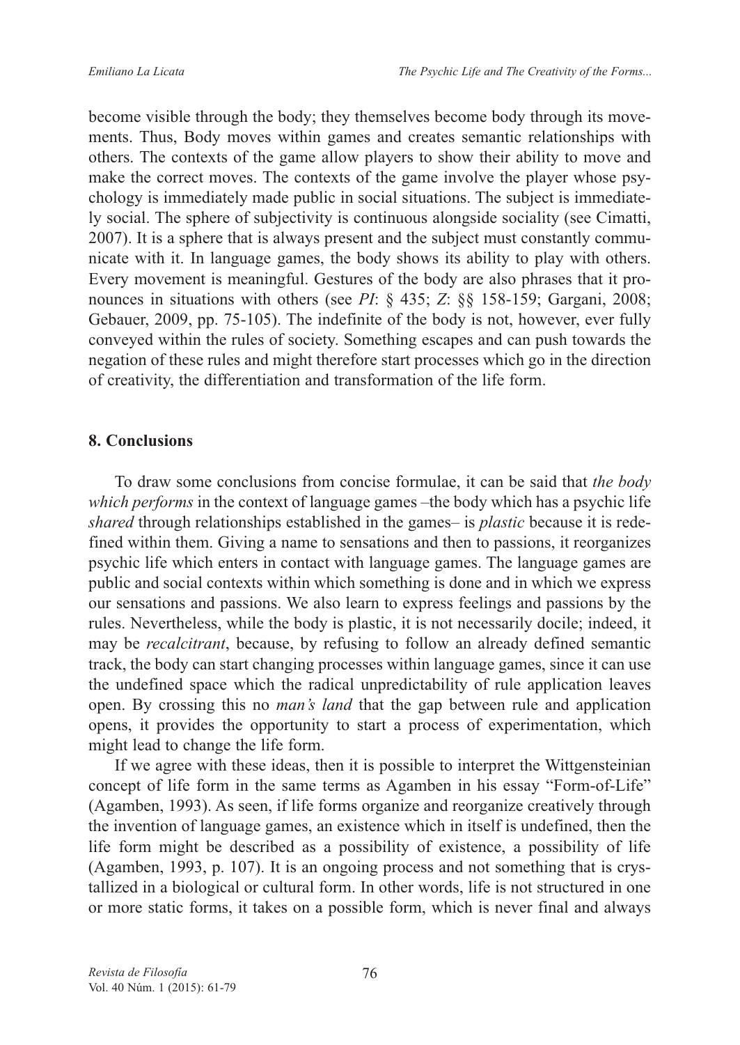become visible through the body; they themselves become body through its movements. Thus, Body moves within games and creates semantic relationships with others. The contexts of the game allow players to show their ability to move and make the correct moves. The contexts of the game involve the player whose psychology is immediately made public in social situations. The subject is immediately social. The sphere of subjectivity is continuous alongside sociality (see Cimatti, 2007). It is a sphere that is always present and the subject must constantly communicate with it. In language games, the body shows its ability to play with others. Every movement is meaningful. Gestures of the body are also phrases that it pronounces in situations with others (see *PI*: § 435; *Z*: §§ 158-159; Gargani, 2008; Gebauer, 2009, pp. 75-105). The indefinite of the body is not, however, ever fully conveyed within the rules of society. Something escapes and can push towards the negation of these rules and might therefore start processes which go in the direction of creativity, the differentiation and transformation of the life form.

## 8. Conclusions

To draw some conclusions from concise formulae, it can be said that *the body which performs* in the context of language games –the body which has a psychic life *shared* through relationships established in the games– is *plastic* because it is redefined within them. Giving a name to sensations and then to passions, it reorganizes psychic life which enters in contact with language games. The language games are public and social contexts within which something is done and in which we express our sensations and passions. We also learn to express feelings and passions by the rules. Nevertheless, while the body is plastic, it is not necessarily docile; indeed, it may be *recalcitrant*, because, by refusing to follow an already defined semantic track, the body can start changing processes within language games, since it can use the undefined space which the radical unpredictability of rule application leaves open. By crossing this no *man's land* that the gap between rule and application opens, it provides the opportunity to start a process of experimentation, which might lead to change the life form.

If we agree with these ideas, then it is possible to interpret the Wittgensteinian concept of life form in the same terms as Agamben in his essay "Form-of-Life" (Agamben, 1993). As seen, if life forms organize and reorganize creatively through the invention of language games, an existence which in itself is undefined, then the life form might be described as a possibility of existence, a possibility of life (Agamben, 1993, p. 107). It is an ongoing process and not something that is crystallized in a biological or cultural form. In other words, life is not structured in one or more static forms, it takes on a possible form, which is never final and always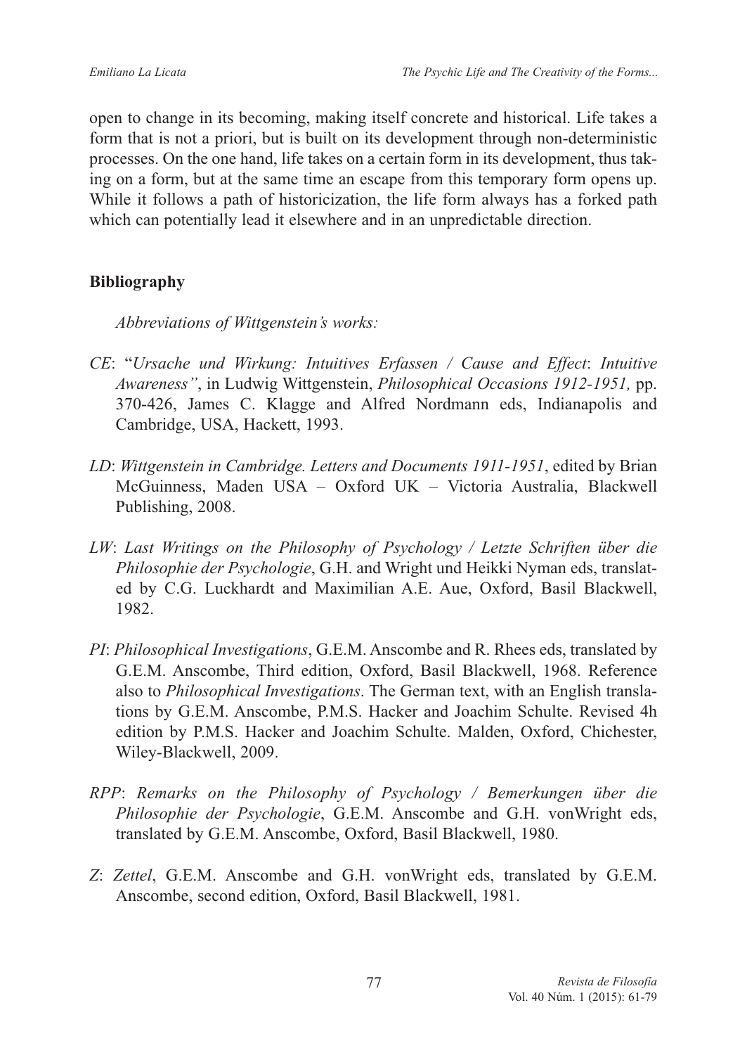open to change in its becoming, making itself concrete and historical. Life takes a form that is not a priori, but is built on its development through non-deterministic processes. On the one hand, life takes on a certain form in its development, thus taking on a form, but at the same time an escape from this temporary form opens up. While it follows a path of historicization, the life form always has a forked path which can potentially lead it elsewhere and in an unpredictable direction.

## Bibliography

*Abbreviations of Wittgenstein's works:*

*CE*: "*Ursache und Wirkung: Intuitives Erfassen / Cause and Effect*: *Intuitive Awareness"*, in Ludwig Wittgenstein, *Philosophical Occasions 1912-1951,* pp. 370-426, James C. Klagge and Alfred Nordmann eds, Indianapolis and Cambridge, USA, Hackett, 1993.

*LD*: *Wittgenstein in Cambridge. Letters and Documents 1911-1951*, edited by Brian McGuinness, Maden USA – Oxford UK – Victoria Australia, Blackwell Publishing, 2008.

*LW*: *Last Writings on the Philosophy of Psychology / Letzte Schriften über die Philosophie der Psychologie*, G.H. and Wright und Heikki Nyman eds, translated by C.G. Luckhardt and Maximilian A.E. Aue, Oxford, Basil Blackwell, 1982.

*PI*: *Philosophical Investigations*, G.E.M. Anscombe and R. Rhees eds, translated by G.E.M. Anscombe, Third edition, Oxford, Basil Blackwell, 1968. Reference also to *Philosophical Investigations*. The German text, with an English translations by G.E.M. Anscombe, P.M.S. Hacker and Joachim Schulte. Revised 4h edition by P.M.S. Hacker and Joachim Schulte. Malden, Oxford, Chichester, Wiley-Blackwell, 2009.

*RPP*: *Remarks on the Philosophy of Psychology / Bemerkungen über die Philosophie der Psychologie*, G.E.M. Anscombe and G.H. vonWright eds, translated by G.E.M. Anscombe, Oxford, Basil Blackwell, 1980.

*Z*: *Zettel*, G.E.M. Anscombe and G.H. vonWright eds, translated by G.E.M. Anscombe, second edition, Oxford, Basil Blackwell, 1981.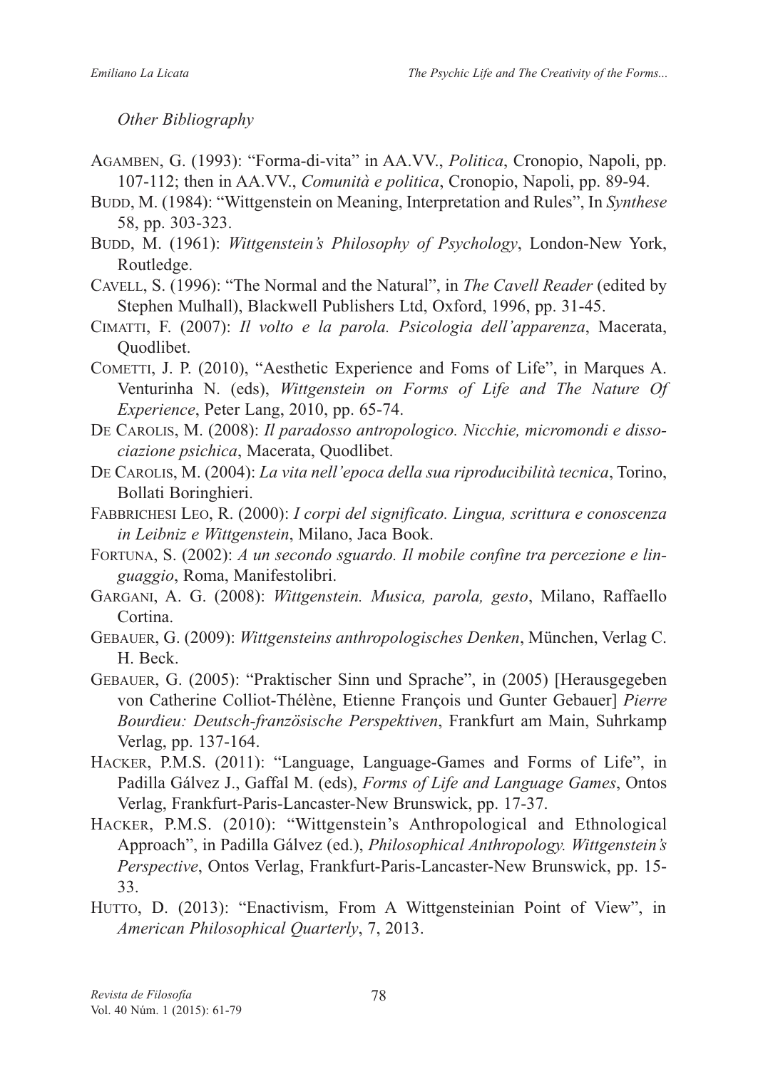*Other Bibliography*

Agamben, G. (1993): "Forma-di-vita" in AA.VV., *Politica*, Cronopio, Napoli, pp. 107-112; then in AA.VV., *Comunità e politica*, Cronopio, Napoli, pp. 89-94.

Budd, M. (1984): "Wittgenstein on Meaning, Interpretation and Rules", In *Synthese* 58, pp. 303-323.

Budd, M. (1961): *Wittgenstein's Philosophy of Psychology*, London-New York, Routledge.

Cavell, S. (1996): "The Normal and the Natural", in *The Cavell Reader* (edited by Stephen Mulhall), Blackwell Publishers Ltd, Oxford, 1996, pp. 31-45.

Cimatti, F. (2007): *Il volto e la parola. Psicologia dell'apparenza*, Macerata, Quodlibet.

Cometti, J. P. (2010), "Aesthetic Experience and Foms of Life", in Marques A. Venturinha N. (eds), *Wittgenstein on Forms of Life and The Nature Of Experience*, Peter Lang, 2010, pp. 65-74.

De Carolis, M. (2008): *Il paradosso antropologico. Nicchie, micromondi e dissociazione psichica*, Macerata, Quodlibet.

De Carolis, M. (2004): *La vita nell'epoca della sua riproducibilità tecnica*, Torino, Bollati Boringhieri.

Fabbrichesi Leo, R. (2000): *I corpi del significato. Lingua, scrittura e conoscenza in Leibniz e Wittgenstein*, Milano, Jaca Book.

Fortuna, S. (2002): *A un secondo sguardo. Il mobile confine tra percezione e linguaggio*, Roma, Manifestolibri.

Gargani, A. G. (2008): *Wittgenstein. Musica, parola, gesto*, Milano, Raffaello Cortina.

Gebauer, G. (2009): *Wittgensteins anthropologisches Denken*, München, Verlag C. H. Beck.

Gebauer, G. (2005): "Praktischer Sinn und Sprache", in (2005) [Herausgegeben von Catherine Colliot-Thélène, Etienne François und Gunter Gebauer] *Pierre Bourdieu: Deutsch-französische Perspektiven*, Frankfurt am Main, Suhrkamp Verlag, pp. 137-164.

Hacker, P.M.S. (2011): "Language, Language-Games and Forms of Life", in Padilla Gálvez J., Gaffal M. (eds), *Forms of Life and Language Games*, Ontos Verlag, Frankfurt-Paris-Lancaster-New Brunswick, pp. 17-37.

Hacker, P.M.S. (2010): "Wittgenstein's Anthropological and Ethnological Approach", in Padilla Gálvez (ed.), *Philosophical Anthropology. Wittgenstein's Perspective*, Ontos Verlag, Frankfurt-Paris-Lancaster-New Brunswick, pp. 15-33.

Hutto, D. (2013): "Enactivism, From A Wittgensteinian Point of View", in *American Philosophical Quarterly*, 7, 2013.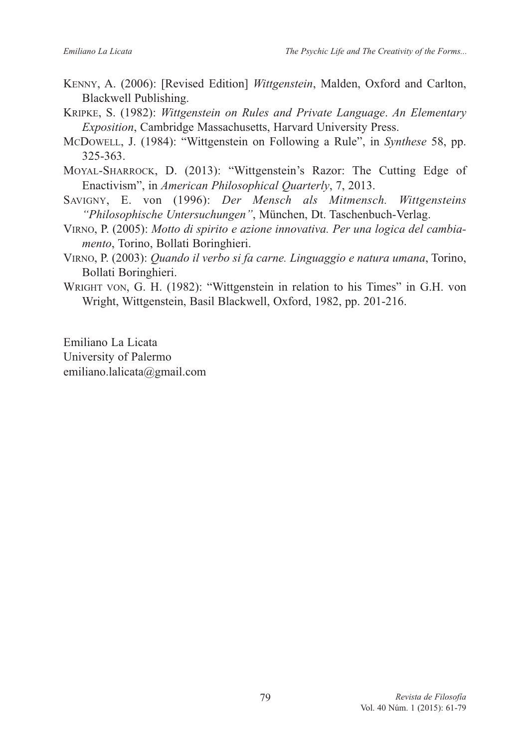Kenny, A. (2006): [Revised Edition] *Wittgenstein*, Malden, Oxford and Carlton, Blackwell Publishing.

Kripke, S. (1982): *Wittgenstein on Rules and Private Language*. *An Elementary Exposition*, Cambridge Massachusetts, Harvard University Press.

McDowell, J. (1984): "Wittgenstein on Following a Rule", in *Synthese* 58, pp. 325-363.

Moyal-Sharrock, D. (2013): "Wittgenstein's Razor: The Cutting Edge of Enactivism", in *American Philosophical Quarterly*, 7, 2013.

Savigny, E. von (1996): *Der Mensch als Mitmensch. Wittgensteins "Philosophische Untersuchungen"*, München, Dt. Taschenbuch-Verlag.

Virno, P. (2005): *Motto di spirito e azione innovativa. Per una logica del cambiamento*, Torino, Bollati Boringhieri.

Virno, P. (2003): *Quando il verbo si fa carne. Linguaggio e natura umana*, Torino, Bollati Boringhieri.

Wright von, G. H. (1982): "Wittgenstein in relation to his Times" in G.H. von Wright, Wittgenstein, Basil Blackwell, Oxford, 1982, pp. 201-216.

Emiliano La Licata
University of Palermo
emiliano.lalicata@gmail.com